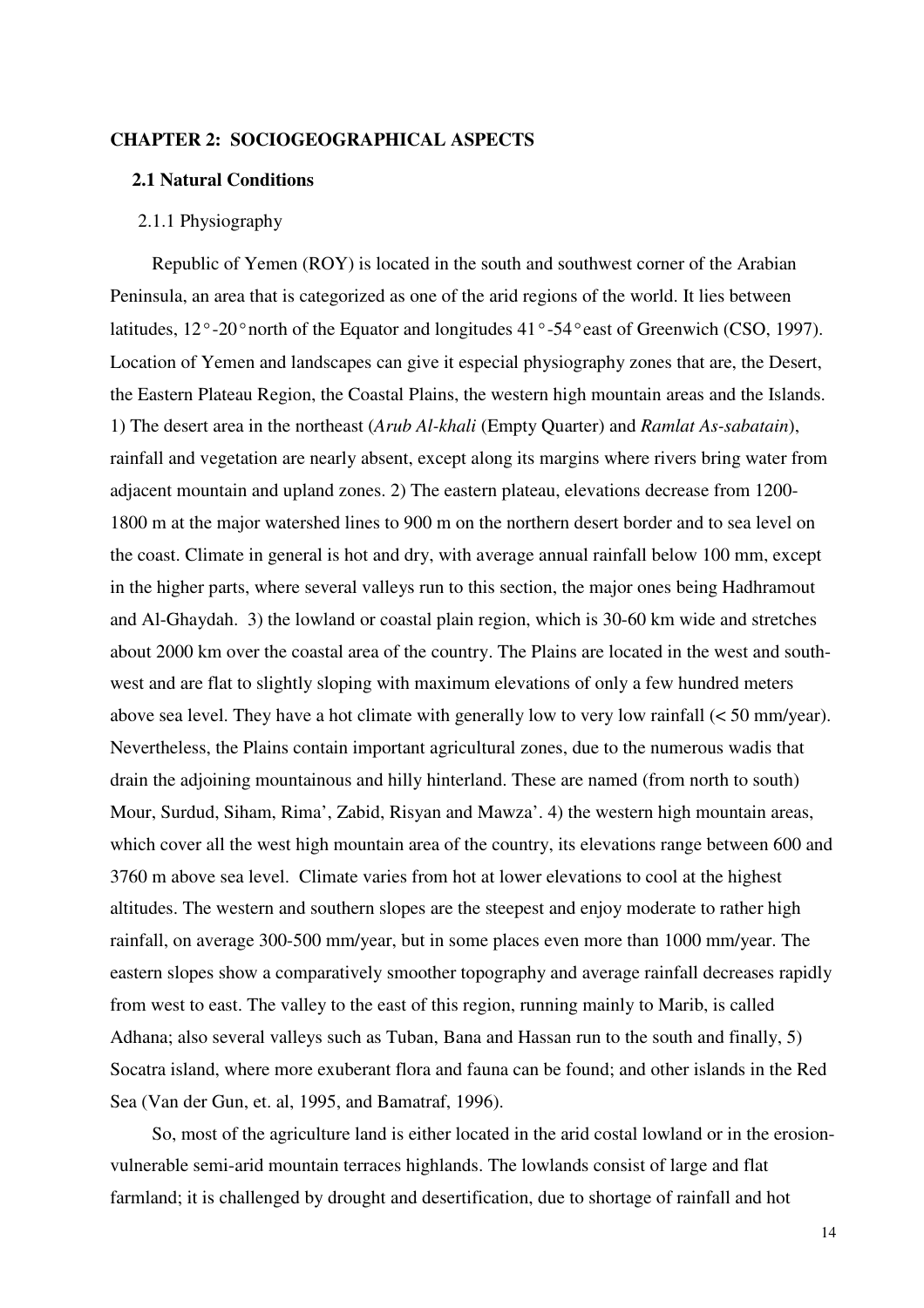# CHAPTER 2: SOCIOGEOGRAPHICAL ASPECTS

## 2.1 Natural Conditions

### 2.1.1 Physiography

Republic of Yemen (ROY) is located in the south and southwest corner of the Arabian Peninsula, an area that is categorized as one of the arid regions of the world. It lies between latitudes, 12°-20° north of the Equator and longitudes 41°-54° east of Greenwich (CSO, 1997). Location of Yemen and landscapes can give it especial physiography zones that are, the Desert, the Eastern Plateau Region, the Coastal Plains, the western high mountain areas and the Islands. 1) The desert area in the northeast (*Arub Al-khali* (Empty Quarter) and *Ramlat As-sabatain*), rainfall and vegetation are nearly absent, except along its margins where rivers bring water from adjacent mountain and upland zones. 2) The eastern plateau, elevations decrease from 1200-1800 m at the major watershed lines to 900 m on the northern desert border and to sea level on the coast. Climate in general is hot and dry, with average annual rainfall below 100 mm, except in the higher parts, where several valleys run to this section, the major ones being Hadhramout and Al-Ghaydah. 3) the lowland or coastal plain region, which is 30-60 km wide and stretches about 2000 km over the coastal area of the country. The Plains are located in the west and south-west and are flat to slightly sloping with maximum elevations of only a few hundred meters above sea level. They have a hot climate with generally low to very low rainfall (< 50 mm/year). Nevertheless, the Plains contain important agricultural zones, due to the numerous wadis that drain the adjoining mountainous and hilly hinterland. These are named (from north to south) Mour, Surdud, Siham, Rima', Zabid, Risyan and Mawza'. 4) the western high mountain areas, which cover all the west high mountain area of the country, its elevations range between 600 and 3760 m above sea level. Climate varies from hot at lower elevations to cool at the highest altitudes. The western and southern slopes are the steepest and enjoy moderate to rather high rainfall, on average 300-500 mm/year, but in some places even more than 1000 mm/year. The eastern slopes show a comparatively smoother topography and average rainfall decreases rapidly from west to east. The valley to the east of this region, running mainly to Marib, is called Adhana; also several valleys such as Tuban, Bana and Hassan run to the south and finally, 5) Socatra island, where more exuberant flora and fauna can be found; and other islands in the Red Sea (Van der Gun, et. al, 1995, and Bamatraf, 1996).

So, most of the agriculture land is either located in the arid costal lowland or in the erosion-vulnerable semi-arid mountain terraces highlands. The lowlands consist of large and flat farmland; it is challenged by drought and desertification, due to shortage of rainfall and hot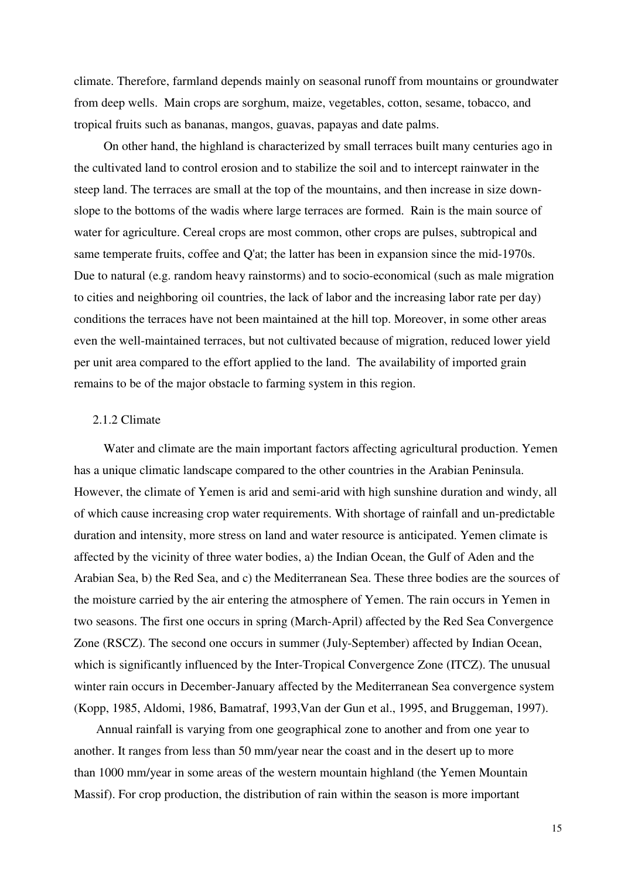climate. Therefore, farmland depends mainly on seasonal runoff from mountains or groundwater from deep wells. Main crops are sorghum, maize, vegetables, cotton, sesame, tobacco, and tropical fruits such as bananas, mangos, guavas, papayas and date palms.

On other hand, the highland is characterized by small terraces built many centuries ago in the cultivated land to control erosion and to stabilize the soil and to intercept rainwater in the steep land. The terraces are small at the top of the mountains, and then increase in size down-slope to the bottoms of the wadis where large terraces are formed. Rain is the main source of water for agriculture. Cereal crops are most common, other crops are pulses, subtropical and same temperate fruits, coffee and Q'at; the latter has been in expansion since the mid-1970s. Due to natural (e.g. random heavy rainstorms) and to socio-economical (such as male migration to cities and neighboring oil countries, the lack of labor and the increasing labor rate per day) conditions the terraces have not been maintained at the hill top. Moreover, in some other areas even the well-maintained terraces, but not cultivated because of migration, reduced lower yield per unit area compared to the effort applied to the land. The availability of imported grain remains to be of the major obstacle to farming system in this region.

### 2.1.2 Climate

Water and climate are the main important factors affecting agricultural production. Yemen has a unique climatic landscape compared to the other countries in the Arabian Peninsula. However, the climate of Yemen is arid and semi-arid with high sunshine duration and windy, all of which cause increasing crop water requirements. With shortage of rainfall and un-predictable duration and intensity, more stress on land and water resource is anticipated. Yemen climate is affected by the vicinity of three water bodies, a) the Indian Ocean, the Gulf of Aden and the Arabian Sea, b) the Red Sea, and c) the Mediterranean Sea. These three bodies are the sources of the moisture carried by the air entering the atmosphere of Yemen. The rain occurs in Yemen in two seasons. The first one occurs in spring (March-April) affected by the Red Sea Convergence Zone (RSCZ). The second one occurs in summer (July-September) affected by Indian Ocean, which is significantly influenced by the Inter-Tropical Convergence Zone (ITCZ). The unusual winter rain occurs in December-January affected by the Mediterranean Sea convergence system (Kopp, 1985, Aldomi, 1986, Bamatraf, 1993,Van der Gun et al., 1995, and Bruggeman, 1997).

Annual rainfall is varying from one geographical zone to another and from one year to another. It ranges from less than 50 mm/year near the coast and in the desert up to more than 1000 mm/year in some areas of the western mountain highland (the Yemen Mountain Massif). For crop production, the distribution of rain within the season is more important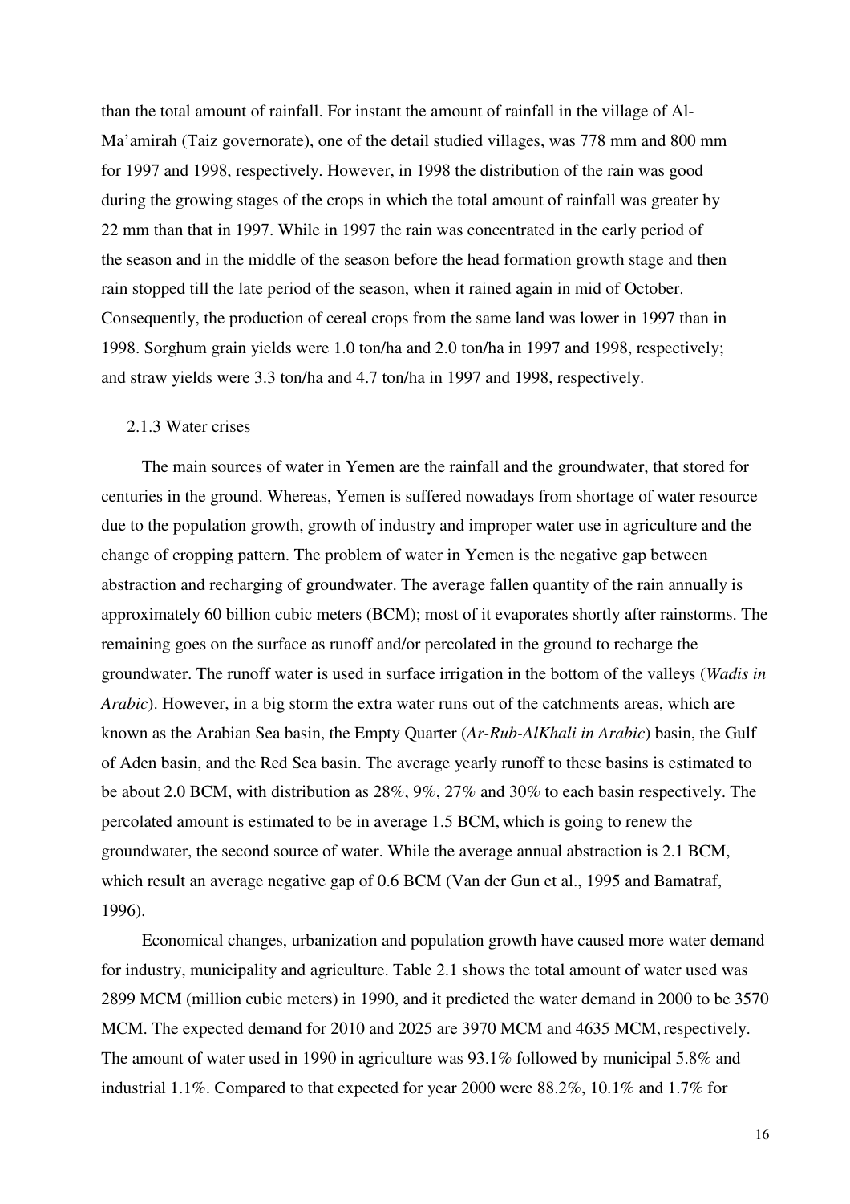than the total amount of rainfall. For instant the amount of rainfall in the village of Al-Ma'amirah (Taiz governorate), one of the detail studied villages, was 778 mm and 800 mm for 1997 and 1998, respectively. However, in 1998 the distribution of the rain was good during the growing stages of the crops in which the total amount of rainfall was greater by 22 mm than that in 1997. While in 1997 the rain was concentrated in the early period of the season and in the middle of the season before the head formation growth stage and then rain stopped till the late period of the season, when it rained again in mid of October. Consequently, the production of cereal crops from the same land was lower in 1997 than in 1998. Sorghum grain yields were 1.0 ton/ha and 2.0 ton/ha in 1997 and 1998, respectively; and straw yields were 3.3 ton/ha and 4.7 ton/ha in 1997 and 1998, respectively.

### 2.1.3 Water crises

The main sources of water in Yemen are the rainfall and the groundwater, that stored for centuries in the ground. Whereas, Yemen is suffered nowadays from shortage of water resource due to the population growth, growth of industry and improper water use in agriculture and the change of cropping pattern. The problem of water in Yemen is the negative gap between abstraction and recharging of groundwater. The average fallen quantity of the rain annually is approximately 60 billion cubic meters (BCM); most of it evaporates shortly after rainstorms. The remaining goes on the surface as runoff and/or percolated in the ground to recharge the groundwater. The runoff water is used in surface irrigation in the bottom of the valleys (*Wadis in Arabic*). However, in a big storm the extra water runs out of the catchments areas, which are known as the Arabian Sea basin, the Empty Quarter (*Ar-Rub-AlKhali in Arabic*) basin, the Gulf of Aden basin, and the Red Sea basin. The average yearly runoff to these basins is estimated to be about 2.0 BCM, with distribution as 28%, 9%, 27% and 30% to each basin respectively. The percolated amount is estimated to be in average 1.5 BCM, which is going to renew the groundwater, the second source of water. While the average annual abstraction is 2.1 BCM, which result an average negative gap of 0.6 BCM (Van der Gun et al., 1995 and Bamatraf, 1996).

Economical changes, urbanization and population growth have caused more water demand for industry, municipality and agriculture. Table 2.1 shows the total amount of water used was 2899 MCM (million cubic meters) in 1990, and it predicted the water demand in 2000 to be 3570 MCM. The expected demand for 2010 and 2025 are 3970 MCM and 4635 MCM, respectively. The amount of water used in 1990 in agriculture was 93.1% followed by municipal 5.8% and industrial 1.1%. Compared to that expected for year 2000 were 88.2%, 10.1% and 1.7% for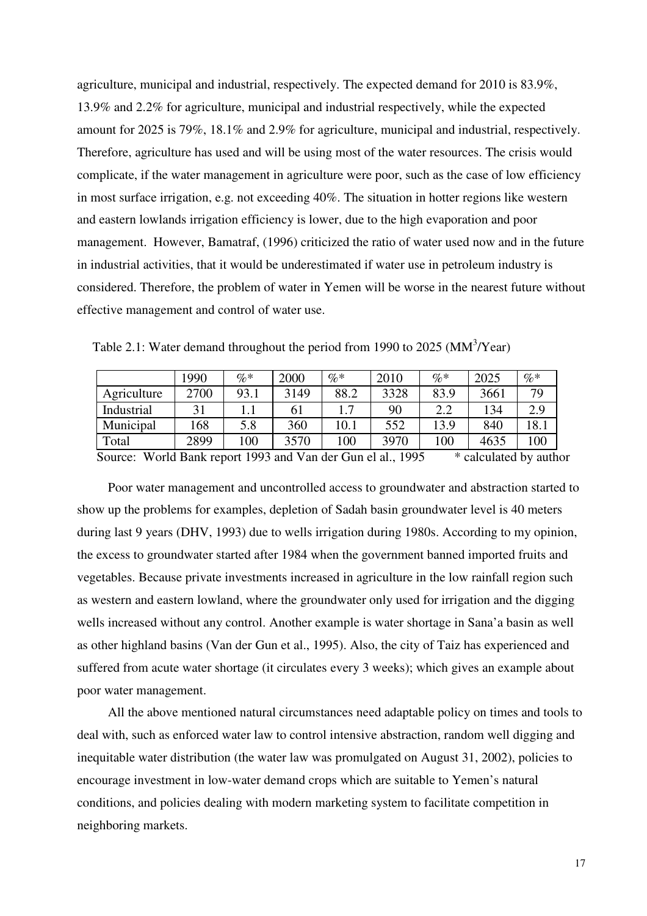agriculture, municipal and industrial, respectively. The expected demand for 2010 is 83.9%, 13.9% and 2.2% for agriculture, municipal and industrial respectively, while the expected amount for 2025 is 79%, 18.1% and 2.9% for agriculture, municipal and industrial, respectively. Therefore, agriculture has used and will be using most of the water resources. The crisis would complicate, if the water management in agriculture were poor, such as the case of low efficiency in most surface irrigation, e.g. not exceeding 40%. The situation in hotter regions like western and eastern lowlands irrigation efficiency is lower, due to the high evaporation and poor management. However, Bamatraf, (1996) criticized the ratio of water used now and in the future in industrial activities, that it would be underestimated if water use in petroleum industry is considered. Therefore, the problem of water in Yemen will be worse in the nearest future without effective management and control of water use.

Table 2.1: Water demand throughout the period from 1990 to 2025 ($MM^3$/Year)

| | 1990 | %* | 2000 | %* | 2010 | %* | 2025 | %* |
|---|---|---|---|---|---|---|---|---|
| Agriculture | 2700 | 93.1 | 3149 | 88.2 | 3328 | 83.9 | 3661 | 79 |
| Industrial | 31 | 1.1 | 61 | 1.7 | 90 | 2.2 | 134 | 2.9 |
| Municipal | 168 | 5.8 | 360 | 10.1 | 552 | 13.9 | 840 | 18.1 |
| Total | 2899 | 100 | 3570 | 100 | 3970 | 100 | 4635 | 100 |

Source: World Bank report 1993 and Van der Gun el al., 1995 * calculated by author

Poor water management and uncontrolled access to groundwater and abstraction started to show up the problems for examples, depletion of Sadah basin groundwater level is 40 meters during last 9 years (DHV, 1993) due to wells irrigation during 1980s. According to my opinion, the excess to groundwater started after 1984 when the government banned imported fruits and vegetables. Because private investments increased in agriculture in the low rainfall region such as western and eastern lowland, where the groundwater only used for irrigation and the digging wells increased without any control. Another example is water shortage in Sana'a basin as well as other highland basins (Van der Gun et al., 1995). Also, the city of Taiz has experienced and suffered from acute water shortage (it circulates every 3 weeks); which gives an example about poor water management.

All the above mentioned natural circumstances need adaptable policy on times and tools to deal with, such as enforced water law to control intensive abstraction, random well digging and inequitable water distribution (the water law was promulgated on August 31, 2002), policies to encourage investment in low-water demand crops which are suitable to Yemen's natural conditions, and policies dealing with modern marketing system to facilitate competition in neighboring markets.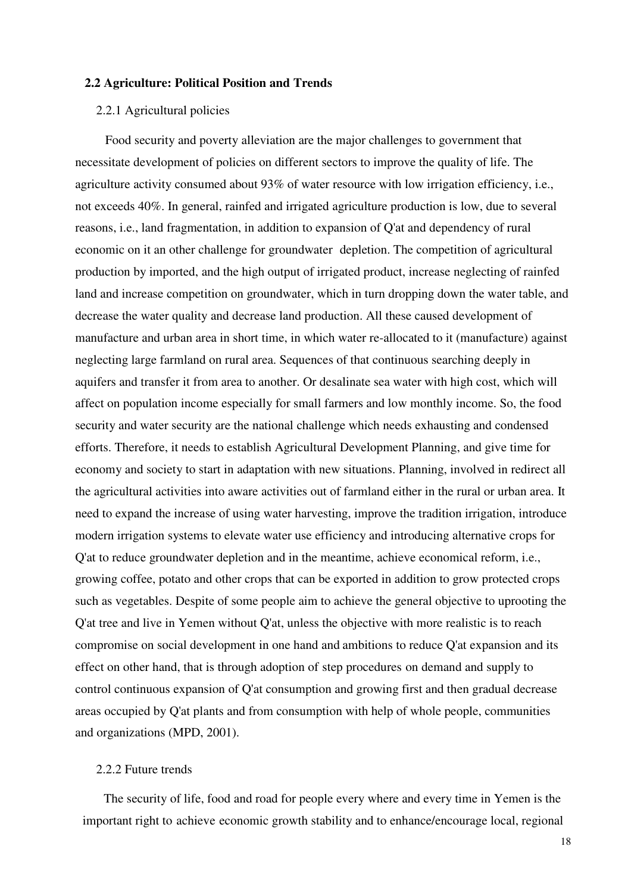## 2.2 Agriculture: Political Position and Trends

### 2.2.1 Agricultural policies

Food security and poverty alleviation are the major challenges to government that necessitate development of policies on different sectors to improve the quality of life. The agriculture activity consumed about 93% of water resource with low irrigation efficiency, i.e., not exceeds 40%. In general, rainfed and irrigated agriculture production is low, due to several reasons, i.e., land fragmentation, in addition to expansion of Q'at and dependency of rural economic on it an other challenge for groundwater depletion. The competition of agricultural production by imported, and the high output of irrigated product, increase neglecting of rainfed land and increase competition on groundwater, which in turn dropping down the water table, and decrease the water quality and decrease land production. All these caused development of manufacture and urban area in short time, in which water re-allocated to it (manufacture) against neglecting large farmland on rural area. Sequences of that continuous searching deeply in aquifers and transfer it from area to another. Or desalinate sea water with high cost, which will affect on population income especially for small farmers and low monthly income. So, the food security and water security are the national challenge which needs exhausting and condensed efforts. Therefore, it needs to establish Agricultural Development Planning, and give time for economy and society to start in adaptation with new situations. Planning, involved in redirect all the agricultural activities into aware activities out of farmland either in the rural or urban area. It need to expand the increase of using water harvesting, improve the tradition irrigation, introduce modern irrigation systems to elevate water use efficiency and introducing alternative crops for Q'at to reduce groundwater depletion and in the meantime, achieve economical reform, i.e., growing coffee, potato and other crops that can be exported in addition to grow protected crops such as vegetables. Despite of some people aim to achieve the general objective to uprooting the Q'at tree and live in Yemen without Q'at, unless the objective with more realistic is to reach compromise on social development in one hand and ambitions to reduce Q'at expansion and its effect on other hand, that is through adoption of step procedures on demand and supply to control continuous expansion of Q'at consumption and growing first and then gradual decrease areas occupied by Q'at plants and from consumption with help of whole people, communities and organizations (MPD, 2001).

### 2.2.2 Future trends

The security of life, food and road for people every where and every time in Yemen is the important right to achieve economic growth stability and to enhance/encourage local, regional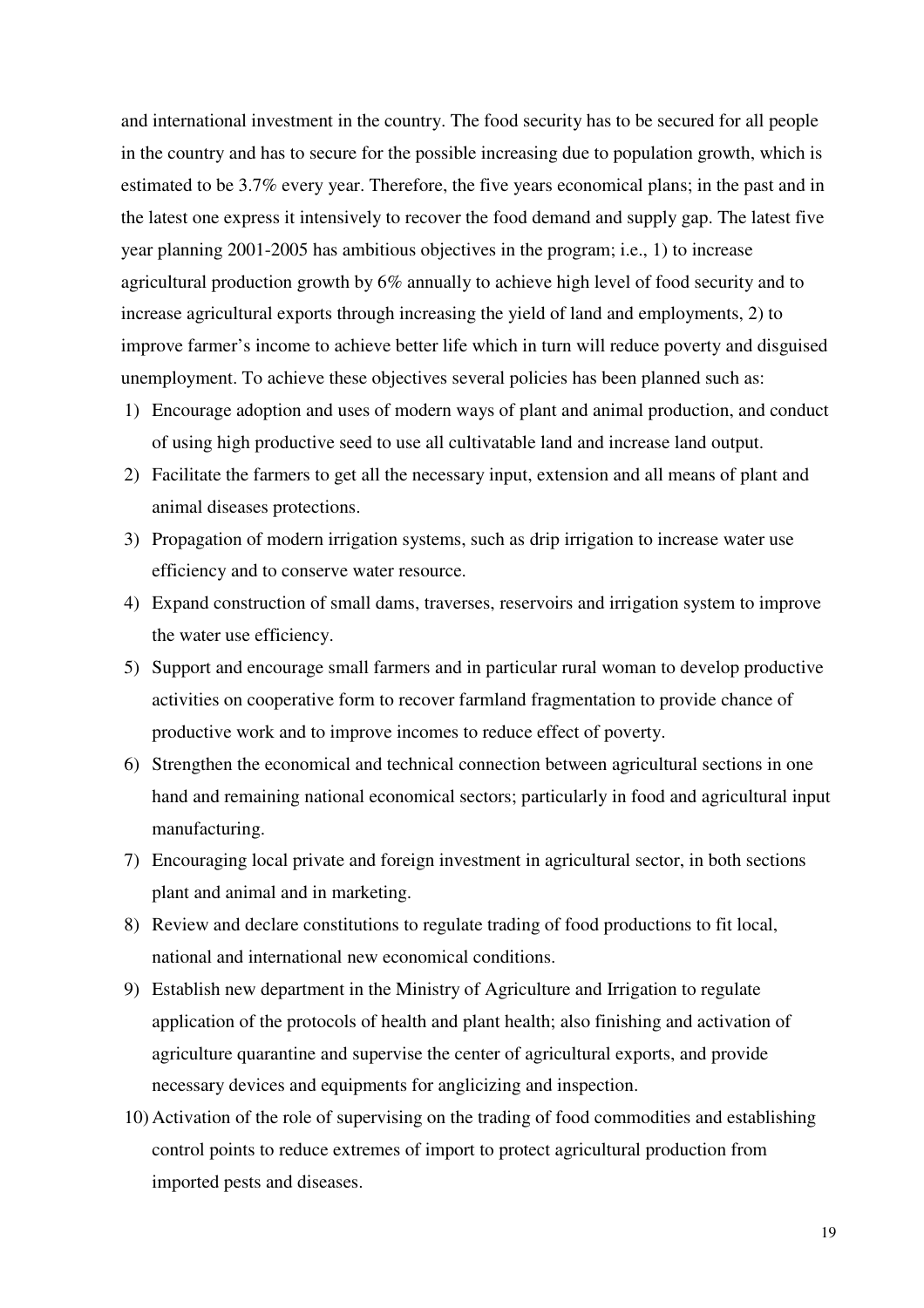and international investment in the country. The food security has to be secured for all people in the country and has to secure for the possible increasing due to population growth, which is estimated to be 3.7% every year. Therefore, the five years economical plans; in the past and in the latest one express it intensively to recover the food demand and supply gap. The latest five year planning 2001-2005 has ambitious objectives in the program; i.e., 1) to increase agricultural production growth by 6% annually to achieve high level of food security and to increase agricultural exports through increasing the yield of land and employments, 2) to improve farmer's income to achieve better life which in turn will reduce poverty and disguised unemployment. To achieve these objectives several policies has been planned such as:

1) Encourage adoption and uses of modern ways of plant and animal production, and conduct of using high productive seed to use all cultivatable land and increase land output.
2) Facilitate the farmers to get all the necessary input, extension and all means of plant and animal diseases protections.
3) Propagation of modern irrigation systems, such as drip irrigation to increase water use efficiency and to conserve water resource.
4) Expand construction of small dams, traverses, reservoirs and irrigation system to improve the water use efficiency.
5) Support and encourage small farmers and in particular rural woman to develop productive activities on cooperative form to recover farmland fragmentation to provide chance of productive work and to improve incomes to reduce effect of poverty.
6) Strengthen the economical and technical connection between agricultural sections in one hand and remaining national economical sectors; particularly in food and agricultural input manufacturing.
7) Encouraging local private and foreign investment in agricultural sector, in both sections plant and animal and in marketing.
8) Review and declare constitutions to regulate trading of food productions to fit local, national and international new economical conditions.
9) Establish new department in the Ministry of Agriculture and Irrigation to regulate application of the protocols of health and plant health; also finishing and activation of agriculture quarantine and supervise the center of agricultural exports, and provide necessary devices and equipments for anglicizing and inspection.
10) Activation of the role of supervising on the trading of food commodities and establishing control points to reduce extremes of import to protect agricultural production from imported pests and diseases.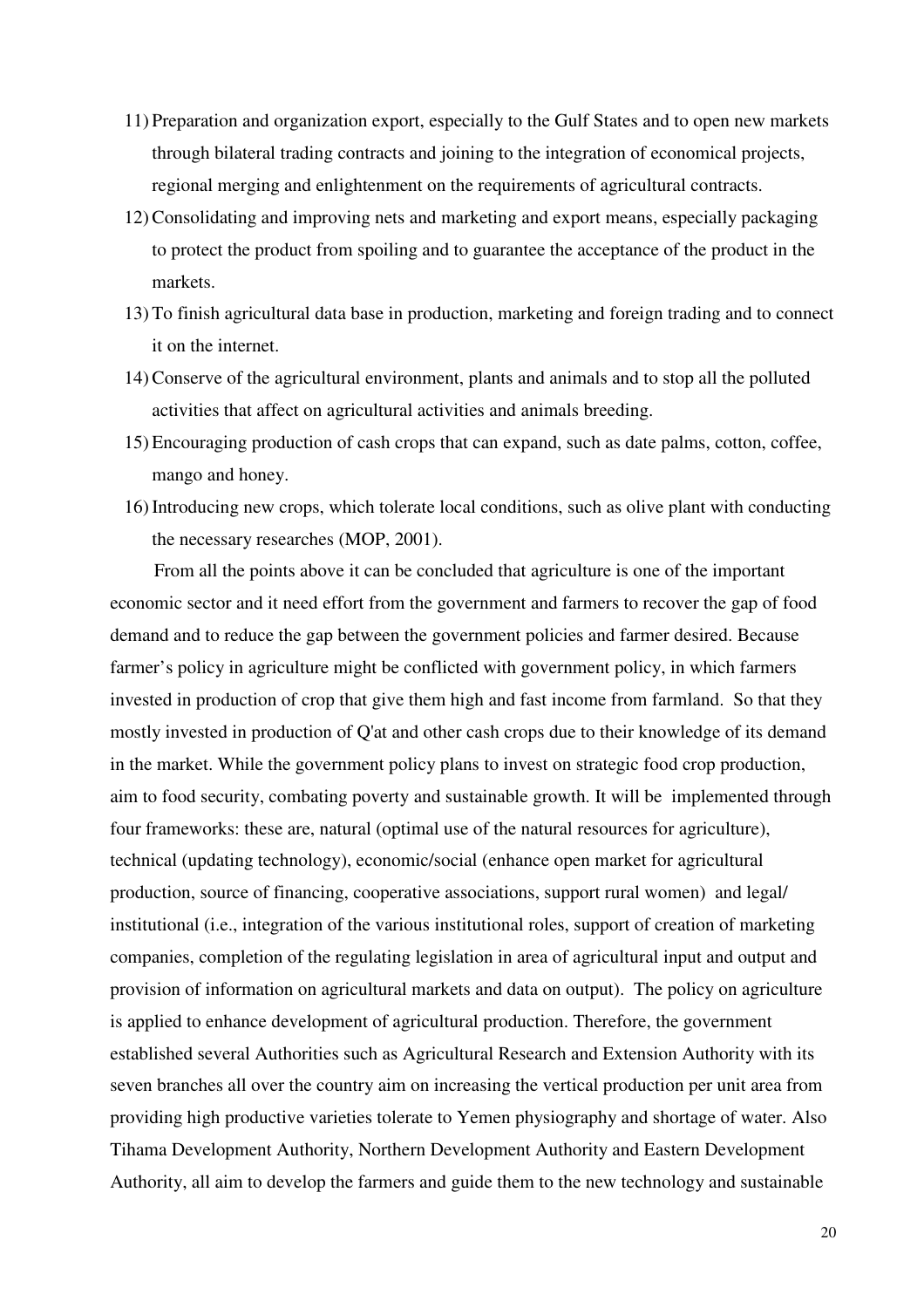11) Preparation and organization export, especially to the Gulf States and to open new markets through bilateral trading contracts and joining to the integration of economical projects, regional merging and enlightenment on the requirements of agricultural contracts.
12) Consolidating and improving nets and marketing and export means, especially packaging to protect the product from spoiling and to guarantee the acceptance of the product in the markets.
13) To finish agricultural data base in production, marketing and foreign trading and to connect it on the internet.
14) Conserve of the agricultural environment, plants and animals and to stop all the polluted activities that affect on agricultural activities and animals breeding.
15) Encouraging production of cash crops that can expand, such as date palms, cotton, coffee, mango and honey.
16) Introducing new crops, which tolerate local conditions, such as olive plant with conducting the necessary researches (MOP, 2001).

From all the points above it can be concluded that agriculture is one of the important economic sector and it need effort from the government and farmers to recover the gap of food demand and to reduce the gap between the government policies and farmer desired. Because farmer's policy in agriculture might be conflicted with government policy, in which farmers invested in production of crop that give them high and fast income from farmland. So that they mostly invested in production of Q'at and other cash crops due to their knowledge of its demand in the market. While the government policy plans to invest on strategic food crop production, aim to food security, combating poverty and sustainable growth. It will be implemented through four frameworks: these are, natural (optimal use of the natural resources for agriculture), technical (updating technology), economic/social (enhance open market for agricultural production, source of financing, cooperative associations, support rural women) and legal/ institutional (i.e., integration of the various institutional roles, support of creation of marketing companies, completion of the regulating legislation in area of agricultural input and output and provision of information on agricultural markets and data on output). The policy on agriculture is applied to enhance development of agricultural production. Therefore, the government established several Authorities such as Agricultural Research and Extension Authority with its seven branches all over the country aim on increasing the vertical production per unit area from providing high productive varieties tolerate to Yemen physiography and shortage of water. Also Tihama Development Authority, Northern Development Authority and Eastern Development Authority, all aim to develop the farmers and guide them to the new technology and sustainable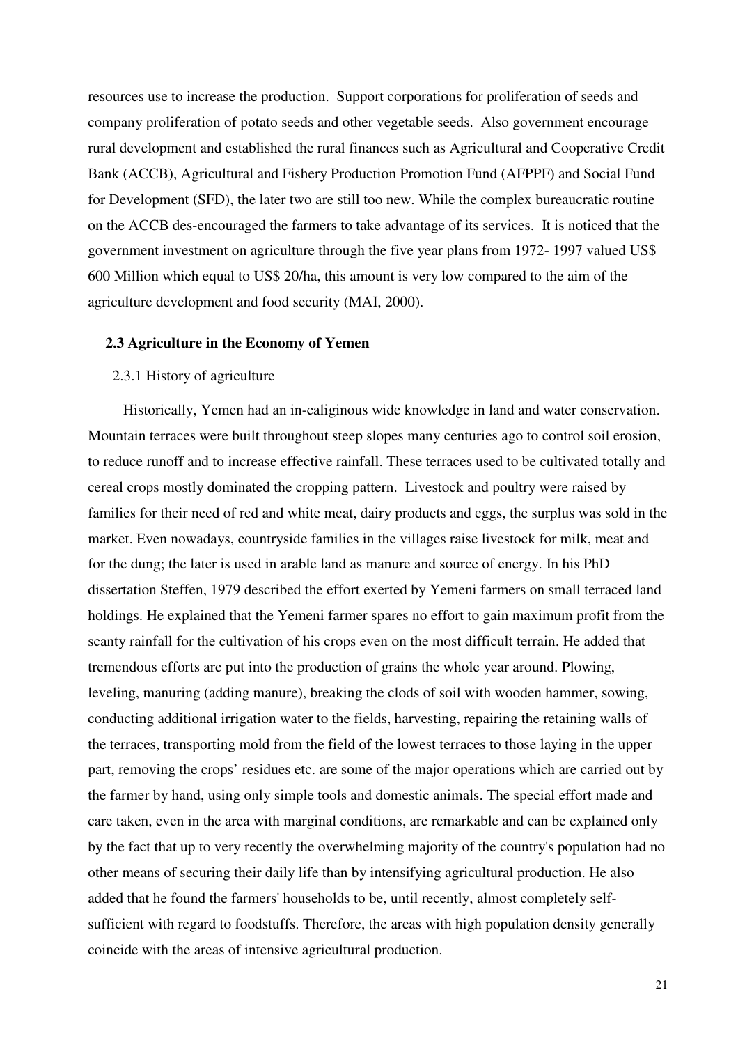resources use to increase the production. Support corporations for proliferation of seeds and company proliferation of potato seeds and other vegetable seeds. Also government encourage rural development and established the rural finances such as Agricultural and Cooperative Credit Bank (ACCB), Agricultural and Fishery Production Promotion Fund (AFPPF) and Social Fund for Development (SFD), the later two are still too new. While the complex bureaucratic routine on the ACCB des-encouraged the farmers to take advantage of its services. It is noticed that the government investment on agriculture through the five year plans from 1972- 1997 valued US$ 600 Million which equal to US$ 20/ha, this amount is very low compared to the aim of the agriculture development and food security (MAI, 2000).

## 2.3 Agriculture in the Economy of Yemen

### 2.3.1 History of agriculture

Historically, Yemen had an in-caliginous wide knowledge in land and water conservation. Mountain terraces were built throughout steep slopes many centuries ago to control soil erosion, to reduce runoff and to increase effective rainfall. These terraces used to be cultivated totally and cereal crops mostly dominated the cropping pattern. Livestock and poultry were raised by families for their need of red and white meat, dairy products and eggs, the surplus was sold in the market. Even nowadays, countryside families in the villages raise livestock for milk, meat and for the dung; the later is used in arable land as manure and source of energy. In his PhD dissertation Steffen, 1979 described the effort exerted by Yemeni farmers on small terraced land holdings. He explained that the Yemeni farmer spares no effort to gain maximum profit from the scanty rainfall for the cultivation of his crops even on the most difficult terrain. He added that tremendous efforts are put into the production of grains the whole year around. Plowing, leveling, manuring (adding manure), breaking the clods of soil with wooden hammer, sowing, conducting additional irrigation water to the fields, harvesting, repairing the retaining walls of the terraces, transporting mold from the field of the lowest terraces to those laying in the upper part, removing the crops' residues etc. are some of the major operations which are carried out by the farmer by hand, using only simple tools and domestic animals. The special effort made and care taken, even in the area with marginal conditions, are remarkable and can be explained only by the fact that up to very recently the overwhelming majority of the country's population had no other means of securing their daily life than by intensifying agricultural production. He also added that he found the farmers' households to be, until recently, almost completely self-sufficient with regard to foodstuffs. Therefore, the areas with high population density generally coincide with the areas of intensive agricultural production.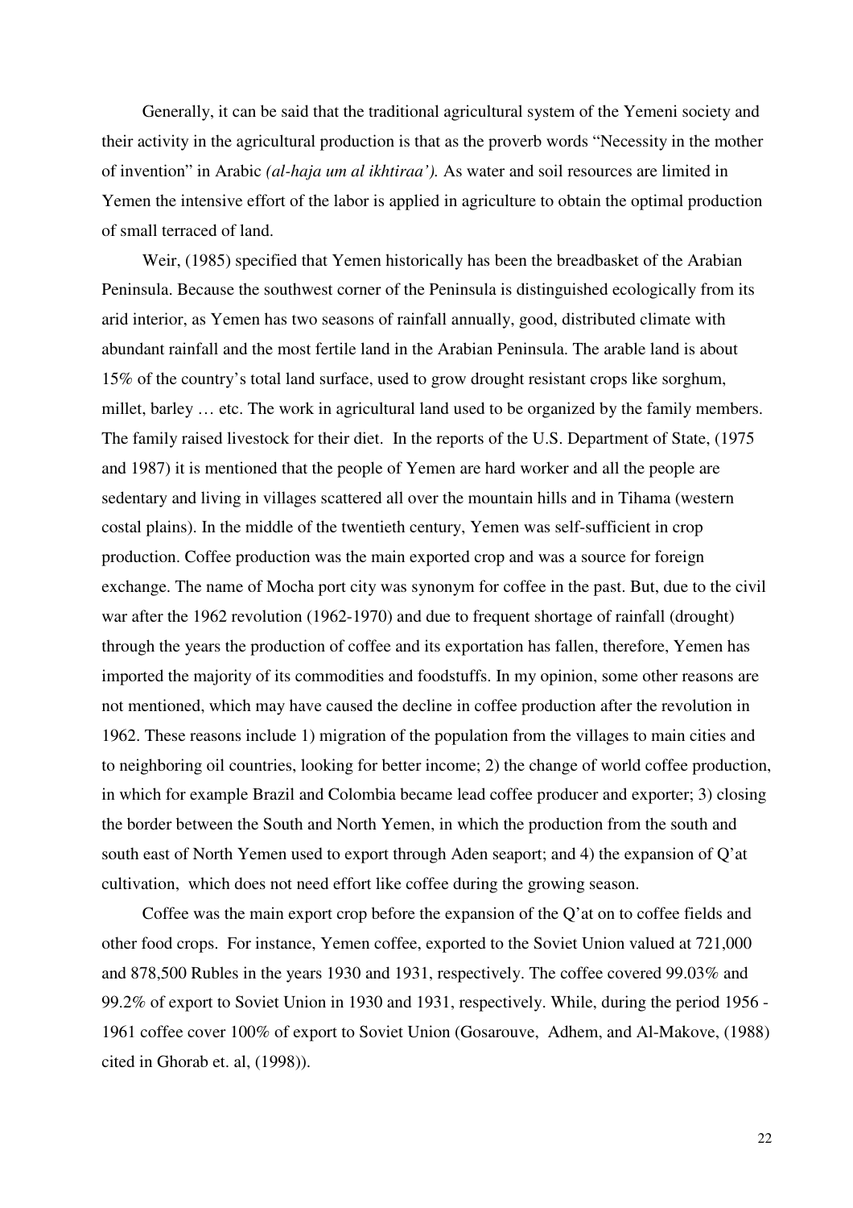Generally, it can be said that the traditional agricultural system of the Yemeni society and their activity in the agricultural production is that as the proverb words "Necessity in the mother of invention" in Arabic *(al-haja um al ikhtiraa').* As water and soil resources are limited in Yemen the intensive effort of the labor is applied in agriculture to obtain the optimal production of small terraced of land.

Weir, (1985) specified that Yemen historically has been the breadbasket of the Arabian Peninsula. Because the southwest corner of the Peninsula is distinguished ecologically from its arid interior, as Yemen has two seasons of rainfall annually, good, distributed climate with abundant rainfall and the most fertile land in the Arabian Peninsula. The arable land is about 15% of the country's total land surface, used to grow drought resistant crops like sorghum, millet, barley … etc. The work in agricultural land used to be organized by the family members. The family raised livestock for their diet. In the reports of the U.S. Department of State, (1975 and 1987) it is mentioned that the people of Yemen are hard worker and all the people are sedentary and living in villages scattered all over the mountain hills and in Tihama (western costal plains). In the middle of the twentieth century, Yemen was self-sufficient in crop production. Coffee production was the main exported crop and was a source for foreign exchange. The name of Mocha port city was synonym for coffee in the past. But, due to the civil war after the 1962 revolution (1962-1970) and due to frequent shortage of rainfall (drought) through the years the production of coffee and its exportation has fallen, therefore, Yemen has imported the majority of its commodities and foodstuffs. In my opinion, some other reasons are not mentioned, which may have caused the decline in coffee production after the revolution in 1962. These reasons include 1) migration of the population from the villages to main cities and to neighboring oil countries, looking for better income; 2) the change of world coffee production, in which for example Brazil and Colombia became lead coffee producer and exporter; 3) closing the border between the South and North Yemen, in which the production from the south and south east of North Yemen used to export through Aden seaport; and 4) the expansion of Q'at cultivation, which does not need effort like coffee during the growing season.

Coffee was the main export crop before the expansion of the Q'at on to coffee fields and other food crops. For instance, Yemen coffee, exported to the Soviet Union valued at 721,000 and 878,500 Rubles in the years 1930 and 1931, respectively. The coffee covered 99.03% and 99.2% of export to Soviet Union in 1930 and 1931, respectively. While, during the period 1956 - 1961 coffee cover 100% of export to Soviet Union (Gosarouve, Adhem, and Al-Makove, (1988) cited in Ghorab et. al, (1998)).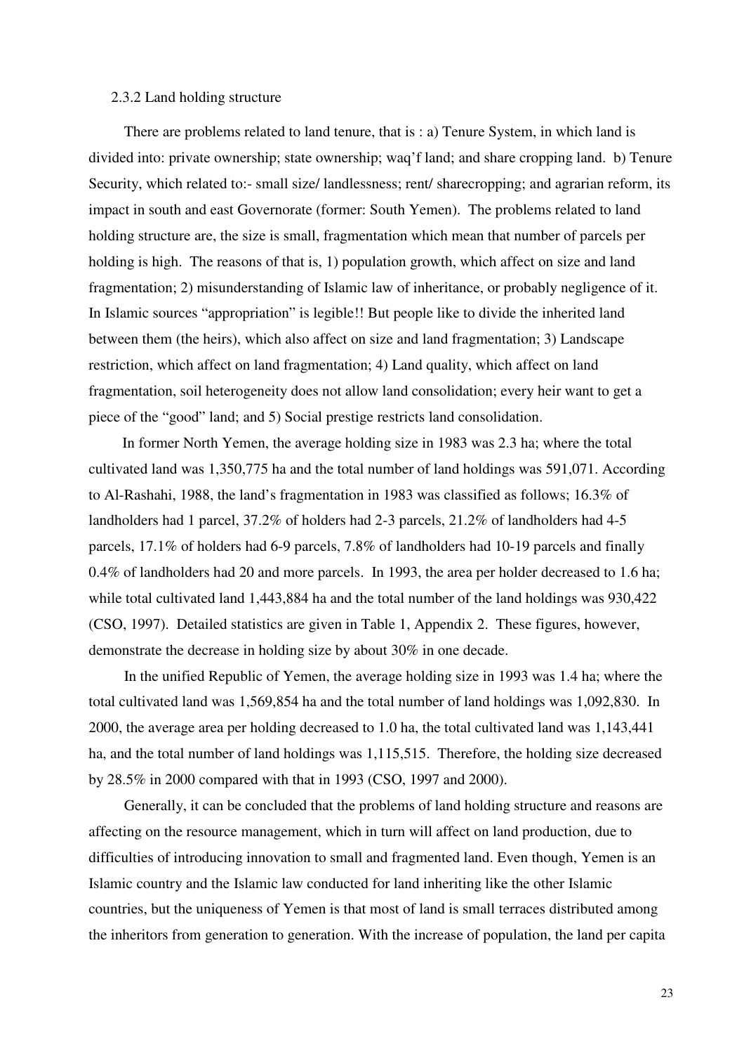### 2.3.2 Land holding structure

There are problems related to land tenure, that is : a) Tenure System, in which land is divided into: private ownership; state ownership; waq'f land; and share cropping land. b) Tenure Security, which related to:- small size/ landlessness; rent/ sharecropping; and agrarian reform, its impact in south and east Governorate (former: South Yemen). The problems related to land holding structure are, the size is small, fragmentation which mean that number of parcels per holding is high. The reasons of that is, 1) population growth, which affect on size and land fragmentation; 2) misunderstanding of Islamic law of inheritance, or probably negligence of it. In Islamic sources "appropriation" is legible!! But people like to divide the inherited land between them (the heirs), which also affect on size and land fragmentation; 3) Landscape restriction, which affect on land fragmentation; 4) Land quality, which affect on land fragmentation, soil heterogeneity does not allow land consolidation; every heir want to get a piece of the "good" land; and 5) Social prestige restricts land consolidation.

In former North Yemen, the average holding size in 1983 was 2.3 ha; where the total cultivated land was 1,350,775 ha and the total number of land holdings was 591,071. According to Al-Rashahi, 1988, the land's fragmentation in 1983 was classified as follows; 16.3% of landholders had 1 parcel, 37.2% of holders had 2-3 parcels, 21.2% of landholders had 4-5 parcels, 17.1% of holders had 6-9 parcels, 7.8% of landholders had 10-19 parcels and finally 0.4% of landholders had 20 and more parcels. In 1993, the area per holder decreased to 1.6 ha; while total cultivated land 1,443,884 ha and the total number of the land holdings was 930,422 (CSO, 1997). Detailed statistics are given in Table 1, Appendix 2. These figures, however, demonstrate the decrease in holding size by about 30% in one decade.

In the unified Republic of Yemen, the average holding size in 1993 was 1.4 ha; where the total cultivated land was 1,569,854 ha and the total number of land holdings was 1,092,830. In 2000, the average area per holding decreased to 1.0 ha, the total cultivated land was 1,143,441 ha, and the total number of land holdings was 1,115,515. Therefore, the holding size decreased by 28.5% in 2000 compared with that in 1993 (CSO, 1997 and 2000).

Generally, it can be concluded that the problems of land holding structure and reasons are affecting on the resource management, which in turn will affect on land production, due to difficulties of introducing innovation to small and fragmented land. Even though, Yemen is an Islamic country and the Islamic law conducted for land inheriting like the other Islamic countries, but the uniqueness of Yemen is that most of land is small terraces distributed among the inheritors from generation to generation. With the increase of population, the land per capita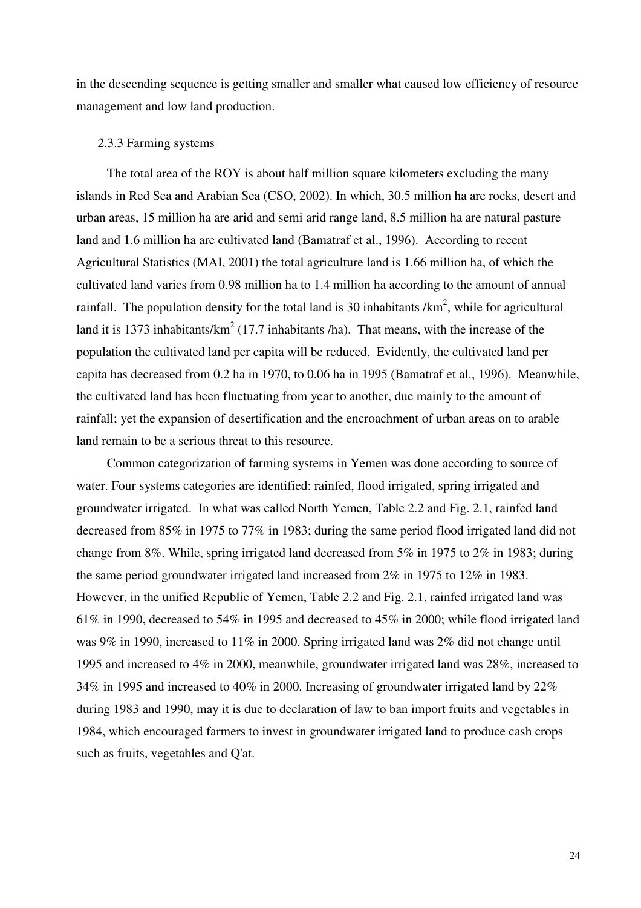in the descending sequence is getting smaller and smaller what caused low efficiency of resource management and low land production.

### 2.3.3 Farming systems

The total area of the ROY is about half million square kilometers excluding the many islands in Red Sea and Arabian Sea (CSO, 2002). In which, 30.5 million ha are rocks, desert and urban areas, 15 million ha are arid and semi arid range land, 8.5 million ha are natural pasture land and 1.6 million ha are cultivated land (Bamatraf et al., 1996). According to recent Agricultural Statistics (MAI, 2001) the total agriculture land is 1.66 million ha, of which the cultivated land varies from 0.98 million ha to 1.4 million ha according to the amount of annual rainfall. The population density for the total land is 30 inhabitants /km$^2$, while for agricultural land it is 1373 inhabitants/km$^2$ (17.7 inhabitants /ha). That means, with the increase of the population the cultivated land per capita will be reduced. Evidently, the cultivated land per capita has decreased from 0.2 ha in 1970, to 0.06 ha in 1995 (Bamatraf et al., 1996). Meanwhile, the cultivated land has been fluctuating from year to another, due mainly to the amount of rainfall; yet the expansion of desertification and the encroachment of urban areas on to arable land remain to be a serious threat to this resource.

Common categorization of farming systems in Yemen was done according to source of water. Four systems categories are identified: rainfed, flood irrigated, spring irrigated and groundwater irrigated. In what was called North Yemen, Table 2.2 and Fig. 2.1, rainfed land decreased from 85% in 1975 to 77% in 1983; during the same period flood irrigated land did not change from 8%. While, spring irrigated land decreased from 5% in 1975 to 2% in 1983; during the same period groundwater irrigated land increased from 2% in 1975 to 12% in 1983. However, in the unified Republic of Yemen, Table 2.2 and Fig. 2.1, rainfed irrigated land was 61% in 1990, decreased to 54% in 1995 and decreased to 45% in 2000; while flood irrigated land was 9% in 1990, increased to 11% in 2000. Spring irrigated land was 2% did not change until 1995 and increased to 4% in 2000, meanwhile, groundwater irrigated land was 28%, increased to 34% in 1995 and increased to 40% in 2000. Increasing of groundwater irrigated land by 22% during 1983 and 1990, may it is due to declaration of law to ban import fruits and vegetables in 1984, which encouraged farmers to invest in groundwater irrigated land to produce cash crops such as fruits, vegetables and Q'at.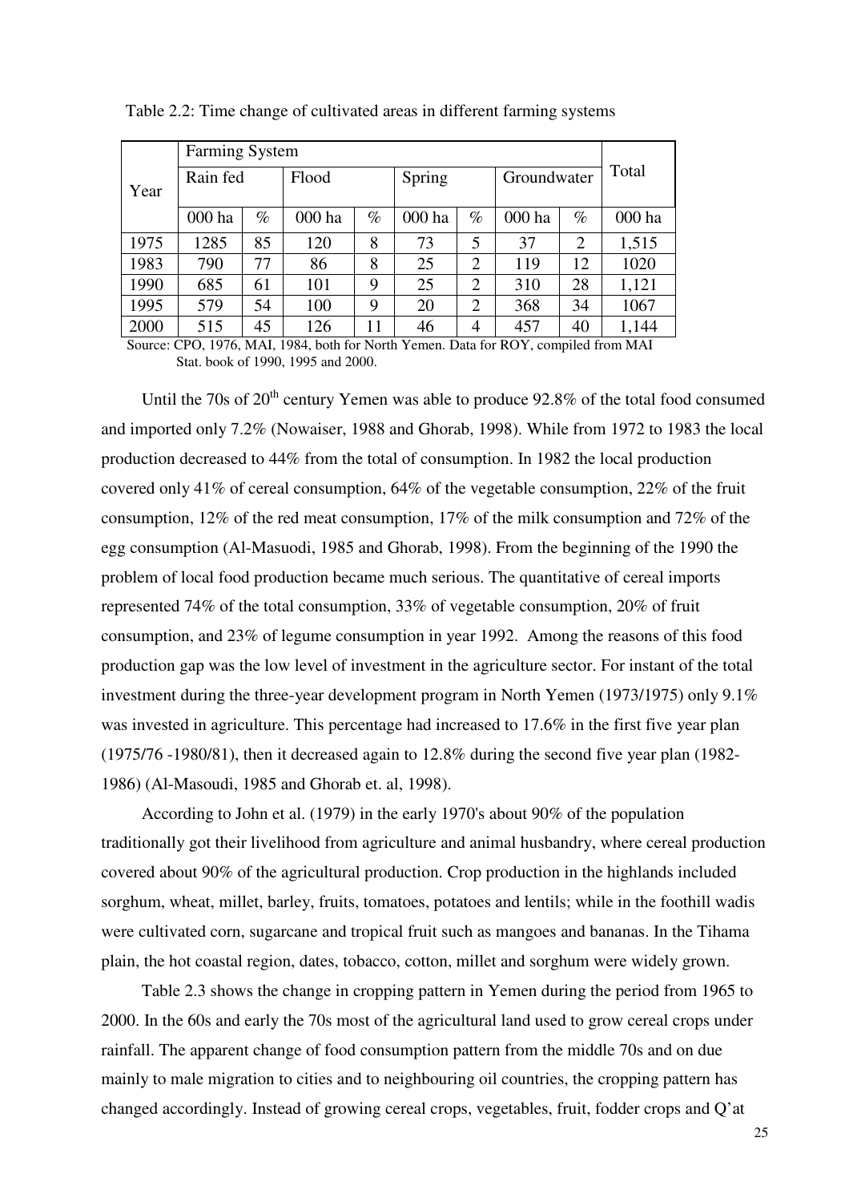Table 2.2: Time change of cultivated areas in different farming systems

| Year | Farming System | | | | | | | | Total |
|---|---|---|---|---|---|---|---|---|---|
| | Rain fed | | Flood | | Spring | | Groundwater | | |
| | 000 ha | % | 000 ha | % | 000 ha | % | 000 ha | % | 000 ha |
| 1975 | 1285 | 85 | 120 | 8 | 73 | 5 | 37 | 2 | 1,515 |
| 1983 | 790 | 77 | 86 | 8 | 25 | 2 | 119 | 12 | 1020 |
| 1990 | 685 | 61 | 101 | 9 | 25 | 2 | 310 | 28 | 1,121 |
| 1995 | 579 | 54 | 100 | 9 | 20 | 2 | 368 | 34 | 1067 |
| 2000 | 515 | 45 | 126 | 11 | 46 | 4 | 457 | 40 | 1,144 |

Source: CPO, 1976, MAI, 1984, both for North Yemen. Data for ROY, compiled from MAI Stat. book of 1990, 1995 and 2000.

Until the 70s of 20th century Yemen was able to produce 92.8% of the total food consumed and imported only 7.2% (Nowaiser, 1988 and Ghorab, 1998). While from 1972 to 1983 the local production decreased to 44% from the total of consumption. In 1982 the local production covered only 41% of cereal consumption, 64% of the vegetable consumption, 22% of the fruit consumption, 12% of the red meat consumption, 17% of the milk consumption and 72% of the egg consumption (Al-Masuodi, 1985 and Ghorab, 1998). From the beginning of the 1990 the problem of local food production became much serious. The quantitative of cereal imports represented 74% of the total consumption, 33% of vegetable consumption, 20% of fruit consumption, and 23% of legume consumption in year 1992. Among the reasons of this food production gap was the low level of investment in the agriculture sector. For instant of the total investment during the three-year development program in North Yemen (1973/1975) only 9.1% was invested in agriculture. This percentage had increased to 17.6% in the first five year plan (1975/76 -1980/81), then it decreased again to 12.8% during the second five year plan (1982-1986) (Al-Masoudi, 1985 and Ghorab et. al, 1998).

According to John et al. (1979) in the early 1970's about 90% of the population traditionally got their livelihood from agriculture and animal husbandry, where cereal production covered about 90% of the agricultural production. Crop production in the highlands included sorghum, wheat, millet, barley, fruits, tomatoes, potatoes and lentils; while in the foothill wadis were cultivated corn, sugarcane and tropical fruit such as mangoes and bananas. In the Tihama plain, the hot coastal region, dates, tobacco, cotton, millet and sorghum were widely grown.

Table 2.3 shows the change in cropping pattern in Yemen during the period from 1965 to 2000. In the 60s and early the 70s most of the agricultural land used to grow cereal crops under rainfall. The apparent change of food consumption pattern from the middle 70s and on due mainly to male migration to cities and to neighbouring oil countries, the cropping pattern has changed accordingly. Instead of growing cereal crops, vegetables, fruit, fodder crops and Q'at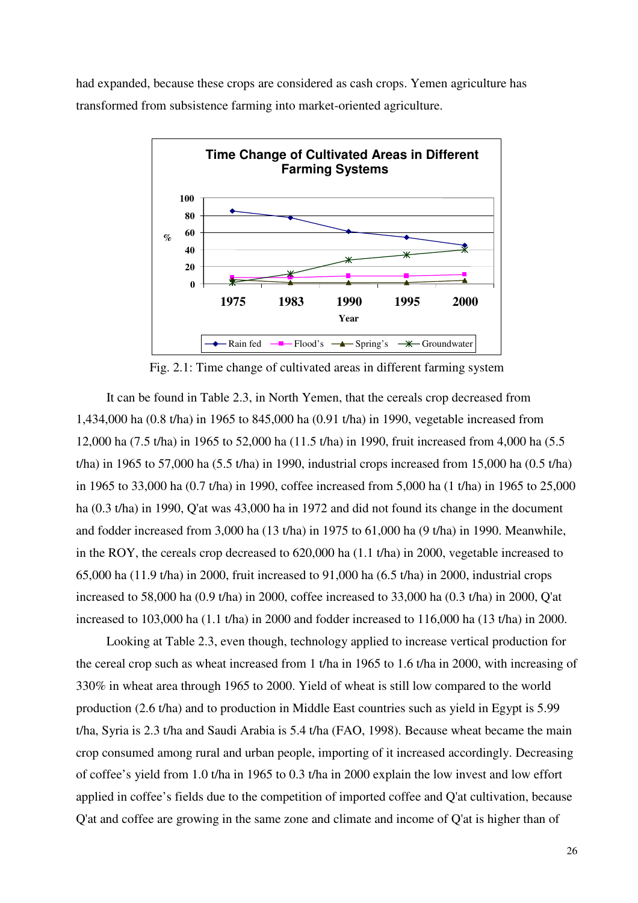had expanded, because these crops are considered as cash crops. Yemen agriculture has transformed from subsistence farming into market-oriented agriculture.

Time Change of Cultivated Areas in Different Farming Systems

%

100
80
60
40
20
0

1975 1983 1990 1995 2000

Year

Rain fed, Flood's, Spring's, Groundwater

Fig. 2.1: Time change of cultivated areas in different farming system

It can be found in Table 2.3, in North Yemen, that the cereals crop decreased from 1,434,000 ha (0.8 t/ha) in 1965 to 845,000 ha (0.91 t/ha) in 1990, vegetable increased from 12,000 ha (7.5 t/ha) in 1965 to 52,000 ha (11.5 t/ha) in 1990, fruit increased from 4,000 ha (5.5 t/ha) in 1965 to 57,000 ha (5.5 t/ha) in 1990, industrial crops increased from 15,000 ha (0.5 t/ha) in 1965 to 33,000 ha (0.7 t/ha) in 1990, coffee increased from 5,000 ha (1 t/ha) in 1965 to 25,000 ha (0.3 t/ha) in 1990, Q'at was 43,000 ha in 1972 and did not found its change in the document and fodder increased from 3,000 ha (13 t/ha) in 1975 to 61,000 ha (9 t/ha) in 1990. Meanwhile, in the ROY, the cereals crop decreased to 620,000 ha (1.1 t/ha) in 2000, vegetable increased to 65,000 ha (11.9 t/ha) in 2000, fruit increased to 91,000 ha (6.5 t/ha) in 2000, industrial crops increased to 58,000 ha (0.9 t/ha) in 2000, coffee increased to 33,000 ha (0.3 t/ha) in 2000, Q'at increased to 103,000 ha (1.1 t/ha) in 2000 and fodder increased to 116,000 ha (13 t/ha) in 2000.

Looking at Table 2.3, even though, technology applied to increase vertical production for the cereal crop such as wheat increased from 1 t/ha in 1965 to 1.6 t/ha in 2000, with increasing of 330% in wheat area through 1965 to 2000. Yield of wheat is still low compared to the world production (2.6 t/ha) and to production in Middle East countries such as yield in Egypt is 5.99 t/ha, Syria is 2.3 t/ha and Saudi Arabia is 5.4 t/ha (FAO, 1998). Because wheat became the main crop consumed among rural and urban people, importing of it increased accordingly. Decreasing of coffee's yield from 1.0 t/ha in 1965 to 0.3 t/ha in 2000 explain the low invest and low effort applied in coffee's fields due to the competition of imported coffee and Q'at cultivation, because Q'at and coffee are growing in the same zone and climate and income of Q'at is higher than of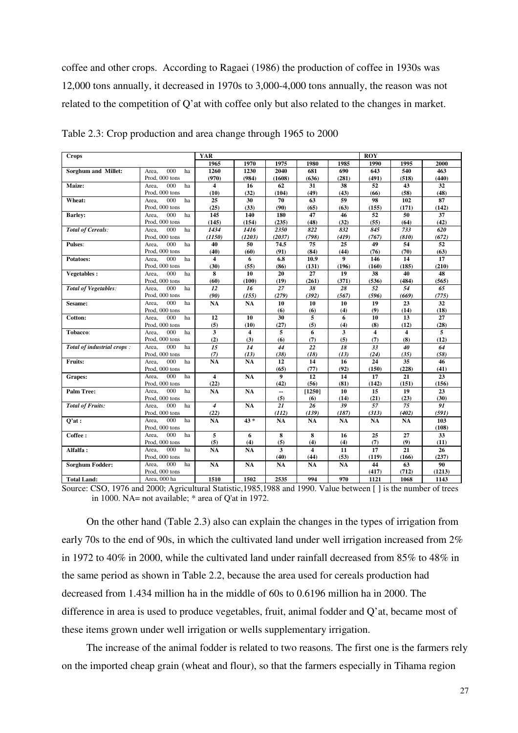coffee and other crops. According to Ragaei (1986) the production of coffee in 1930s was 12,000 tons annually, it decreased in 1970s to 3,000-4,000 tons annually, the reason was not related to the competition of Q'at with coffee only but also related to the changes in market.

Table 2.3: Crop production and area change through 1965 to 2000

| Crops | | YAR | | | | | ROY | | |
|---|---|---|---|---|---|---|---|---|---|
| | | 1965 | 1970 | 1975 | 1980 | 1985 | 1990 | 1995 | 2000 |
| **Sorghum and Millet:** | Area, 000 ha | 1260 | 1230 | 2040 | 681 | 690 | 643 | 540 | 463 |
| | Prod, 000 tons | (970) | (984) | (1608) | (636) | (281) | (491) | (518) | (440) |
| **Maize:** | Area, 000 ha | 4 | 16 | 62 | 31 | 38 | 52 | 43 | 32 |
| | Prod, 000 tons | (10) | (32) | (104) | (49) | (43) | (66) | (58) | (48) |
| **Wheat:** | Area, 000 ha | 25 | 30 | 70 | 63 | 59 | 98 | 102 | 87 |
| | Prod, 000 tons | (25) | (33) | (90) | (65) | (63) | (155) | (171) | (142) |
| **Barley:** | Area, 000 ha | 145 | 140 | 180 | 47 | 46 | 52 | 50 | 37 |
| | Prod, 000 tons | (145) | (154) | (235) | (48) | (32) | (55) | (64) | (42) |
| ***Total of Cereals:*** | Area, 000 ha | *1434* | *1416* | *2350* | *822* | *832* | *845* | *733* | *620* |
| | Prod, 000 tons | *(1150)* | *(1203)* | *(2037)* | *(798)* | *(419)* | *(767)* | *(810)* | *(672)* |
| **Pulses:** | Area, 000 ha | 40 | 50 | 74.5 | 75 | 25 | 49 | 54 | 52 |
| | Prod, 000 tons | (40) | (60) | (91) | (84) | (44) | (76) | (70) | (63) |
| **Potatoes:** | Area, 000 ha | 4 | 6 | 6.8 | 10.9 | 9 | 146 | 14 | 17 |
| | Prod, 000 tons | (30) | (55) | (86) | (131) | (196) | (160) | (185) | (210) |
| **Vegetables :** | Area, 000 ha | 8 | 10 | 20 | 27 | 19 | 38 | 40 | 48 |
| | Prod, 000 tons | (60) | (100) | (19) | (261) | (371) | (536) | (484) | (565) |
| ***Total of Vegetables:*** | Area, 000 ha | *12* | *16* | *27* | *38* | *28* | *52* | *54* | *65* |
| | Prod, 000 tons | *(90)* | *(155)* | *(279)* | *(392)* | *(567)* | *(596)* | *(669)* | *(775)* |
| **Sesame:** | Area, 000 ha | NA | NA | 10 | 10 | 10 | 19 | 23 | 32 |
| | Prod, 000 tons | | | (6) | (6) | (4) | (9) | (14) | (18) |
| **Cotton:** | Area, 000 ha | 12 | 10 | 30 | 5 | 6 | 10 | 13 | 27 |
| | Prod, 000 tons | (5) | (10) | (27) | (5) | (4) | (8) | (12) | (28) |
| **Tobacco:** | Area, 000 ha | 3 | 4 | 5 | 6 | 3 | 4 | 4 | 5 |
| | Prod, 000 tons | (2) | (3) | (6) | (7) | (5) | (7) | (8) | (12) |
| ***Total of industrial crops :*** | Area, 000 ha | *15* | *14* | *44* | *22* | *18* | *33* | *40* | *64* |
| | Prod, 000 tons | *(7)* | *(13)* | *(38)* | *(18)* | *(13)* | *(24)* | *(35)* | *(58)* |
| **Fruits:** | Area, 000 ha | NA | NA | 12 | 14 | 16 | 24 | 35 | 46 |
| | Prod, 000 tons | | | (65) | (77) | (92) | (150) | (228) | (41) |
| **Grapes:** | Area, 000 ha | 4 | NA | 9 | 12 | 14 | 17 | 21 | 23 |
| | Prod, 000 tons | (22) | | (42) | (56) | (81) | (142) | (151) | (156) |
| **Palm Tree:** | Area, 000 ha | NA | NA | -- | [1250] | 10 | 15 | 19 | 23 |
| | Prod, 000 tons | | | (5) | (6) | (14) | (21) | (23) | (30) |
| ***Total of Fruits:*** | Area, 000 ha | *4* | NA | *21* | *26* | *39* | *57* | *75* | *91* |
| | Prod, 000 tons | *(22)* | | *(112)* | *(139)* | *(187)* | *(313)* | *(402)* | *(591)* |
| **Q'at :** | Area, 000 ha | NA | 43 * | NA | NA | NA | NA | NA | 103 |
| | Prod, 000 tons | | | | | | | | (108) |
| **Coffee :** | Area, 000 ha | 5 | 6 | 8 | 8 | 16 | 25 | 27 | 33 |
| | Prod, 000 tons | (5) | (4) | (5) | (4) | (4) | (7) | (9) | (11) |
| **Alfalfa :** | Area, 000 ha | NA | NA | 3 | 4 | 11 | 17 | 21 | 26 |
| | Prod, 000 tons | | | (40) | (44) | (53) | (119) | (166) | (237) |
| **Sorghum Fodder:** | Area, 000 ha | NA | NA | NA | NA | NA | 44 | 63 | 90 |
| | Prod, 000 tons | | | | | | (417) | (712) | (1213) |
| **Total Land:** | Area, 000 ha | 1510 | 1502 | 2535 | 994 | 970 | 1121 | 1068 | 1143 |

Source: CSO, 1976 and 2000; Agricultural Statistic,1985,1988 and 1990. Value between [ ] is the number of trees in 1000. NA= not available; * area of Q'at in 1972.

On the other hand (Table 2.3) also can explain the changes in the types of irrigation from early 70s to the end of 90s, in which the cultivated land under well irrigation increased from 2% in 1972 to 40% in 2000, while the cultivated land under rainfall decreased from 85% to 48% in the same period as shown in Table 2.2, because the area used for cereals production had decreased from 1.434 million ha in the middle of 60s to 0.6196 million ha in 2000. The difference in area is used to produce vegetables, fruit, animal fodder and Q'at, became most of these items grown under well irrigation or wells supplementary irrigation.

The increase of the animal fodder is related to two reasons. The first one is the farmers rely on the imported cheap grain (wheat and flour), so that the farmers especially in Tihama region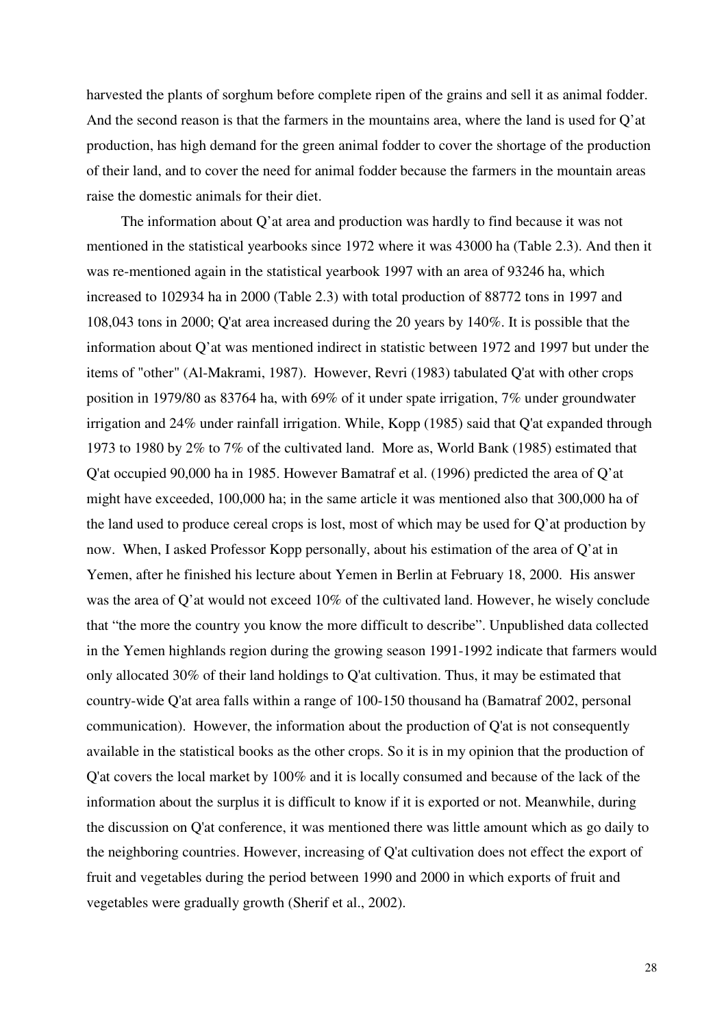harvested the plants of sorghum before complete ripen of the grains and sell it as animal fodder. And the second reason is that the farmers in the mountains area, where the land is used for Q'at production, has high demand for the green animal fodder to cover the shortage of the production of their land, and to cover the need for animal fodder because the farmers in the mountain areas raise the domestic animals for their diet.

The information about Q'at area and production was hardly to find because it was not mentioned in the statistical yearbooks since 1972 where it was 43000 ha (Table 2.3). And then it was re-mentioned again in the statistical yearbook 1997 with an area of 93246 ha, which increased to 102934 ha in 2000 (Table 2.3) with total production of 88772 tons in 1997 and 108,043 tons in 2000; Q'at area increased during the 20 years by 140%. It is possible that the information about Q'at was mentioned indirect in statistic between 1972 and 1997 but under the items of "other" (Al-Makrami, 1987). However, Revri (1983) tabulated Q'at with other crops position in 1979/80 as 83764 ha, with 69% of it under spate irrigation, 7% under groundwater irrigation and 24% under rainfall irrigation. While, Kopp (1985) said that Q'at expanded through 1973 to 1980 by 2% to 7% of the cultivated land. More as, World Bank (1985) estimated that Q'at occupied 90,000 ha in 1985. However Bamatraf et al. (1996) predicted the area of Q'at might have exceeded, 100,000 ha; in the same article it was mentioned also that 300,000 ha of the land used to produce cereal crops is lost, most of which may be used for Q'at production by now. When, I asked Professor Kopp personally, about his estimation of the area of Q'at in Yemen, after he finished his lecture about Yemen in Berlin at February 18, 2000. His answer was the area of Q'at would not exceed 10% of the cultivated land. However, he wisely conclude that "the more the country you know the more difficult to describe". Unpublished data collected in the Yemen highlands region during the growing season 1991-1992 indicate that farmers would only allocated 30% of their land holdings to Q'at cultivation. Thus, it may be estimated that country-wide Q'at area falls within a range of 100-150 thousand ha (Bamatraf 2002, personal communication). However, the information about the production of Q'at is not consequently available in the statistical books as the other crops. So it is in my opinion that the production of Q'at covers the local market by 100% and it is locally consumed and because of the lack of the information about the surplus it is difficult to know if it is exported or not. Meanwhile, during the discussion on Q'at conference, it was mentioned there was little amount which as go daily to the neighboring countries. However, increasing of Q'at cultivation does not effect the export of fruit and vegetables during the period between 1990 and 2000 in which exports of fruit and vegetables were gradually growth (Sherif et al., 2002).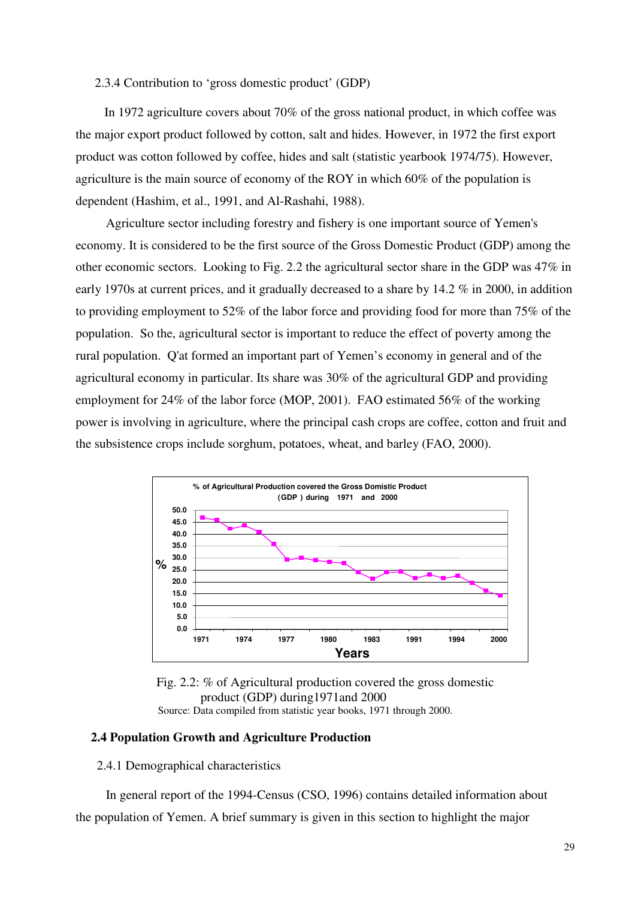2.3.4 Contribution to 'gross domestic product' (GDP)

In 1972 agriculture covers about 70% of the gross national product, in which coffee was the major export product followed by cotton, salt and hides. However, in 1972 the first export product was cotton followed by coffee, hides and salt (statistic yearbook 1974/75). However, agriculture is the main source of economy of the ROY in which 60% of the population is dependent (Hashim, et al., 1991, and Al-Rashahi, 1988).

Agriculture sector including forestry and fishery is one important source of Yemen's economy. It is considered to be the first source of the Gross Domestic Product (GDP) among the other economic sectors. Looking to Fig. 2.2 the agricultural sector share in the GDP was 47% in early 1970s at current prices, and it gradually decreased to a share by 14.2 % in 2000, in addition to providing employment to 52% of the labor force and providing food for more than 75% of the population. So the, agricultural sector is important to reduce the effect of poverty among the rural population. Q'at formed an important part of Yemen's economy in general and of the agricultural economy in particular. Its share was 30% of the agricultural GDP and providing employment for 24% of the labor force (MOP, 2001). FAO estimated 56% of the working power is involving in agriculture, where the principal cash crops are coffee, cotton and fruit and the subsistence crops include sorghum, potatoes, wheat, and barley (FAO, 2000).

% of Agricultural Production covered the Gross Domistic Product (GDP) during 1971 and 2000

%

50.0
45.0
40.0
35.0
30.0
25.0
20.0
15.0
10.0
5.0
0.0

1971 1974 1977 1980 1983 1991 1994 2000

Years

Fig. 2.2: % of Agricultural production covered the gross domestic product (GDP) during1971and 2000

Source: Data compiled from statistic year books, 1971 through 2000.

## 2.4 Population Growth and Agriculture Production

2.4.1 Demographical characteristics

In general report of the 1994-Census (CSO, 1996) contains detailed information about the population of Yemen. A brief summary is given in this section to highlight the major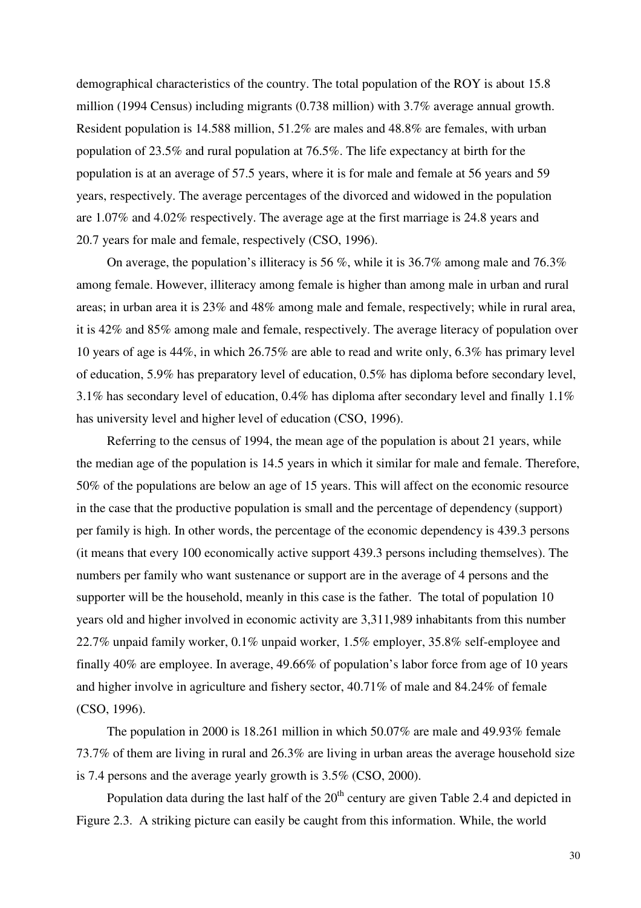demographical characteristics of the country. The total population of the ROY is about 15.8 million (1994 Census) including migrants (0.738 million) with 3.7% average annual growth. Resident population is 14.588 million, 51.2% are males and 48.8% are females, with urban population of 23.5% and rural population at 76.5%. The life expectancy at birth for the population is at an average of 57.5 years, where it is for male and female at 56 years and 59 years, respectively. The average percentages of the divorced and widowed in the population are 1.07% and 4.02% respectively. The average age at the first marriage is 24.8 years and 20.7 years for male and female, respectively (CSO, 1996).

On average, the population's illiteracy is 56 %, while it is 36.7% among male and 76.3% among female. However, illiteracy among female is higher than among male in urban and rural areas; in urban area it is 23% and 48% among male and female, respectively; while in rural area, it is 42% and 85% among male and female, respectively. The average literacy of population over 10 years of age is 44%, in which 26.75% are able to read and write only, 6.3% has primary level of education, 5.9% has preparatory level of education, 0.5% has diploma before secondary level, 3.1% has secondary level of education, 0.4% has diploma after secondary level and finally 1.1% has university level and higher level of education (CSO, 1996).

Referring to the census of 1994, the mean age of the population is about 21 years, while the median age of the population is 14.5 years in which it similar for male and female. Therefore, 50% of the populations are below an age of 15 years. This will affect on the economic resource in the case that the productive population is small and the percentage of dependency (support) per family is high. In other words, the percentage of the economic dependency is 439.3 persons (it means that every 100 economically active support 439.3 persons including themselves). The numbers per family who want sustenance or support are in the average of 4 persons and the supporter will be the household, meanly in this case is the father. The total of population 10 years old and higher involved in economic activity are 3,311,989 inhabitants from this number 22.7% unpaid family worker, 0.1% unpaid worker, 1.5% employer, 35.8% self-employee and finally 40% are employee. In average, 49.66% of population's labor force from age of 10 years and higher involve in agriculture and fishery sector, 40.71% of male and 84.24% of female (CSO, 1996).

The population in 2000 is 18.261 million in which 50.07% are male and 49.93% female 73.7% of them are living in rural and 26.3% are living in urban areas the average household size is 7.4 persons and the average yearly growth is 3.5% (CSO, 2000).

Population data during the last half of the 20th century are given Table 2.4 and depicted in Figure 2.3. A striking picture can easily be caught from this information. While, the world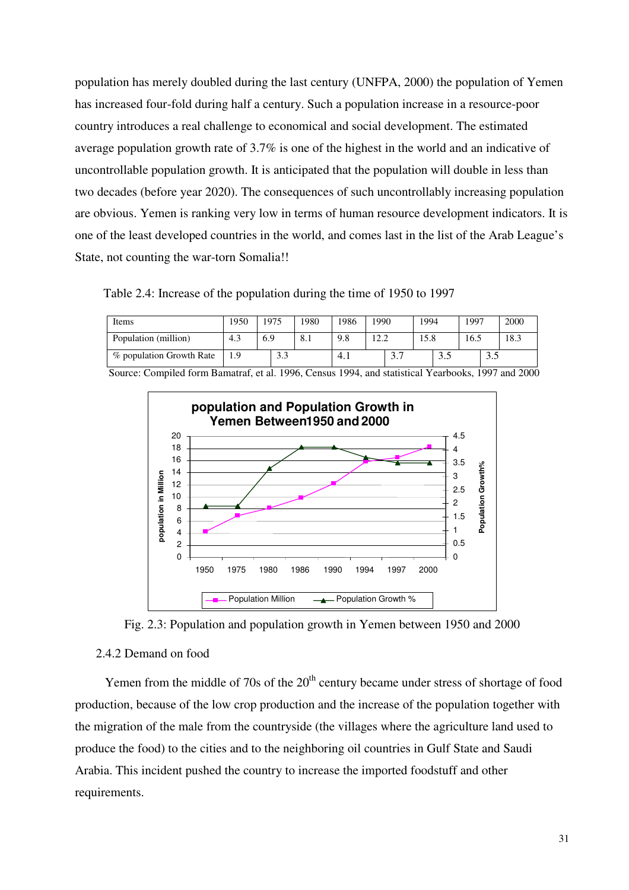population has merely doubled during the last century (UNFPA, 2000) the population of Yemen has increased four-fold during half a century. Such a population increase in a resource-poor country introduces a real challenge to economical and social development. The estimated average population growth rate of 3.7% is one of the highest in the world and an indicative of uncontrollable population growth. It is anticipated that the population will double in less than two decades (before year 2020). The consequences of such uncontrollably increasing population are obvious. Yemen is ranking very low in terms of human resource development indicators. It is one of the least developed countries in the world, and comes last in the list of the Arab League's State, not counting the war-torn Somalia!!

Table 2.4: Increase of the population during the time of 1950 to 1997

| Items | 1950 | 1975 | 1980 | 1986 | 1990 | 1994 | 1997 | 2000 |
|---|---|---|---|---|---|---|---|---|
| Population (million) | 4.3 | 6.9 | 8.1 | 9.8 | 12.2 | 15.8 | 16.5 | 18.3 |
| % population Growth Rate | 1.9 | 3.3 | | 4.1 | 3.7 | 3.5 | 3.5 | |

Source: Compiled form Bamatraf, et al. 1996, Census 1994, and statistical Yearbooks, 1997 and 2000

population and Population Growth in Yemen Between1950 and 2000

population in Million

Population Growth%

20
18
16
14
12
10
8
6
4
2
0

4.5
4
3.5
3
2.5
2
1.5
1
0.5
0

1950 1975 1980 1986 1990 1994 1997 2000

Population Million — Population Growth %

Fig. 2.3: Population and population growth in Yemen between 1950 and 2000

### 2.4.2 Demand on food

Yemen from the middle of 70s of the 20th century became under stress of shortage of food production, because of the low crop production and the increase of the population together with the migration of the male from the countryside (the villages where the agriculture land used to produce the food) to the cities and to the neighboring oil countries in Gulf State and Saudi Arabia. This incident pushed the country to increase the imported foodstuff and other requirements.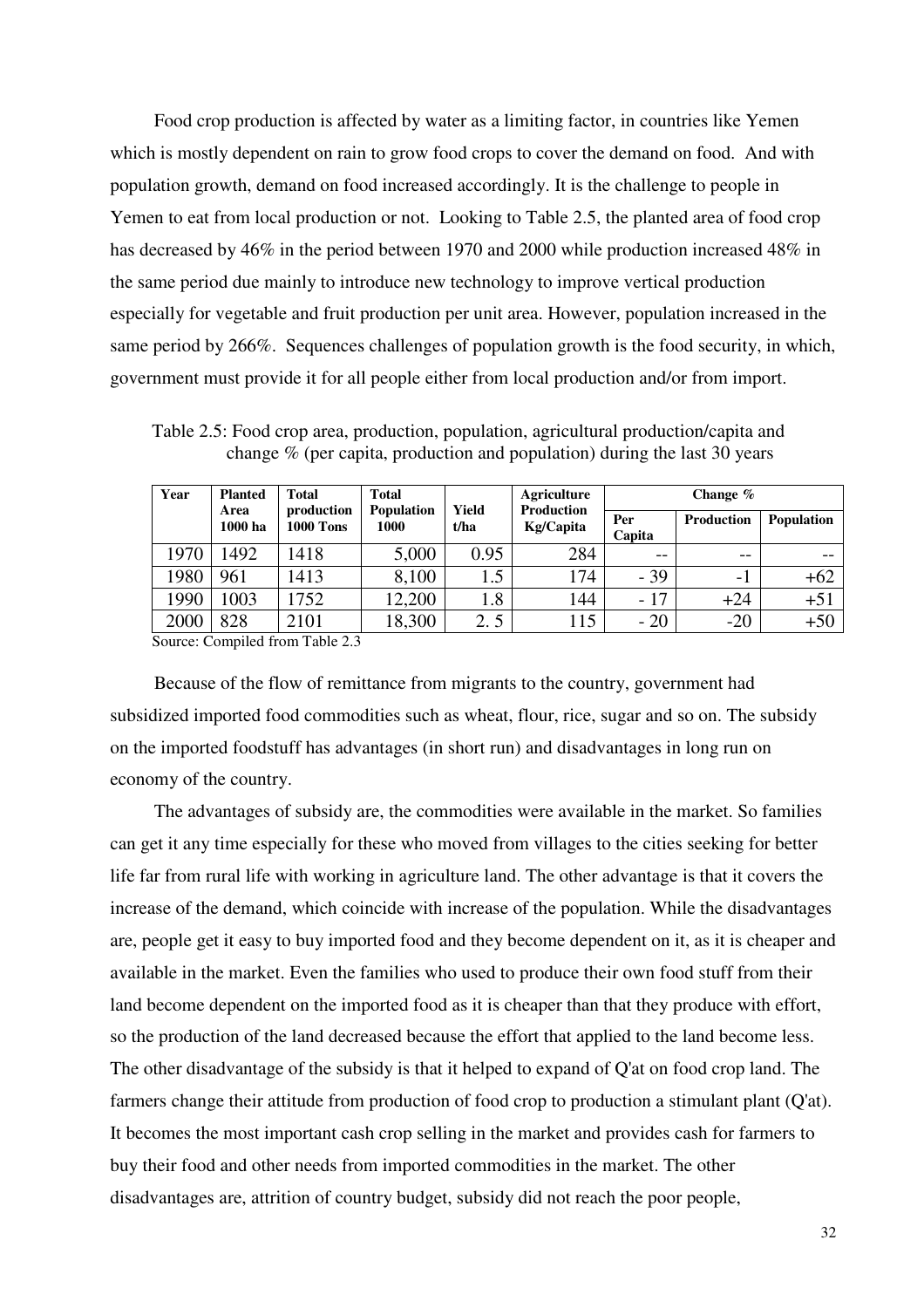Food crop production is affected by water as a limiting factor, in countries like Yemen which is mostly dependent on rain to grow food crops to cover the demand on food. And with population growth, demand on food increased accordingly. It is the challenge to people in Yemen to eat from local production or not. Looking to Table 2.5, the planted area of food crop has decreased by 46% in the period between 1970 and 2000 while production increased 48% in the same period due mainly to introduce new technology to improve vertical production especially for vegetable and fruit production per unit area. However, population increased in the same period by 266%. Sequences challenges of population growth is the food security, in which, government must provide it for all people either from local production and/or from import.

Table 2.5: Food crop area, production, population, agricultural production/capita and change % (per capita, production and population) during the last 30 years

| Year | Planted Area 1000 ha | Total production 1000 Tons | Total Population 1000 | Yield t/ha | Agriculture Production Kg/Capita | Change % | | |
|---|---|---|---|---|---|---|---|---|
| | | | | | | Per Capita | Production | Population |
| 1970 | 1492 | 1418 | 5,000 | 0.95 | 284 | -- | -- | -- |
| 1980 | 961 | 1413 | 8,100 | 1.5 | 174 | - 39 | -1 | +62 |
| 1990 | 1003 | 1752 | 12,200 | 1.8 | 144 | - 17 | +24 | +51 |
| 2000 | 828 | 2101 | 18,300 | 2. 5 | 115 | - 20 | -20 | +50 |

Source: Compiled from Table 2.3

Because of the flow of remittance from migrants to the country, government had subsidized imported food commodities such as wheat, flour, rice, sugar and so on. The subsidy on the imported foodstuff has advantages (in short run) and disadvantages in long run on economy of the country.

The advantages of subsidy are, the commodities were available in the market. So families can get it any time especially for these who moved from villages to the cities seeking for better life far from rural life with working in agriculture land. The other advantage is that it covers the increase of the demand, which coincide with increase of the population. While the disadvantages are, people get it easy to buy imported food and they become dependent on it, as it is cheaper and available in the market. Even the families who used to produce their own food stuff from their land become dependent on the imported food as it is cheaper than that they produce with effort, so the production of the land decreased because the effort that applied to the land become less. The other disadvantage of the subsidy is that it helped to expand of Q'at on food crop land. The farmers change their attitude from production of food crop to production a stimulant plant (Q'at). It becomes the most important cash crop selling in the market and provides cash for farmers to buy their food and other needs from imported commodities in the market. The other disadvantages are, attrition of country budget, subsidy did not reach the poor people,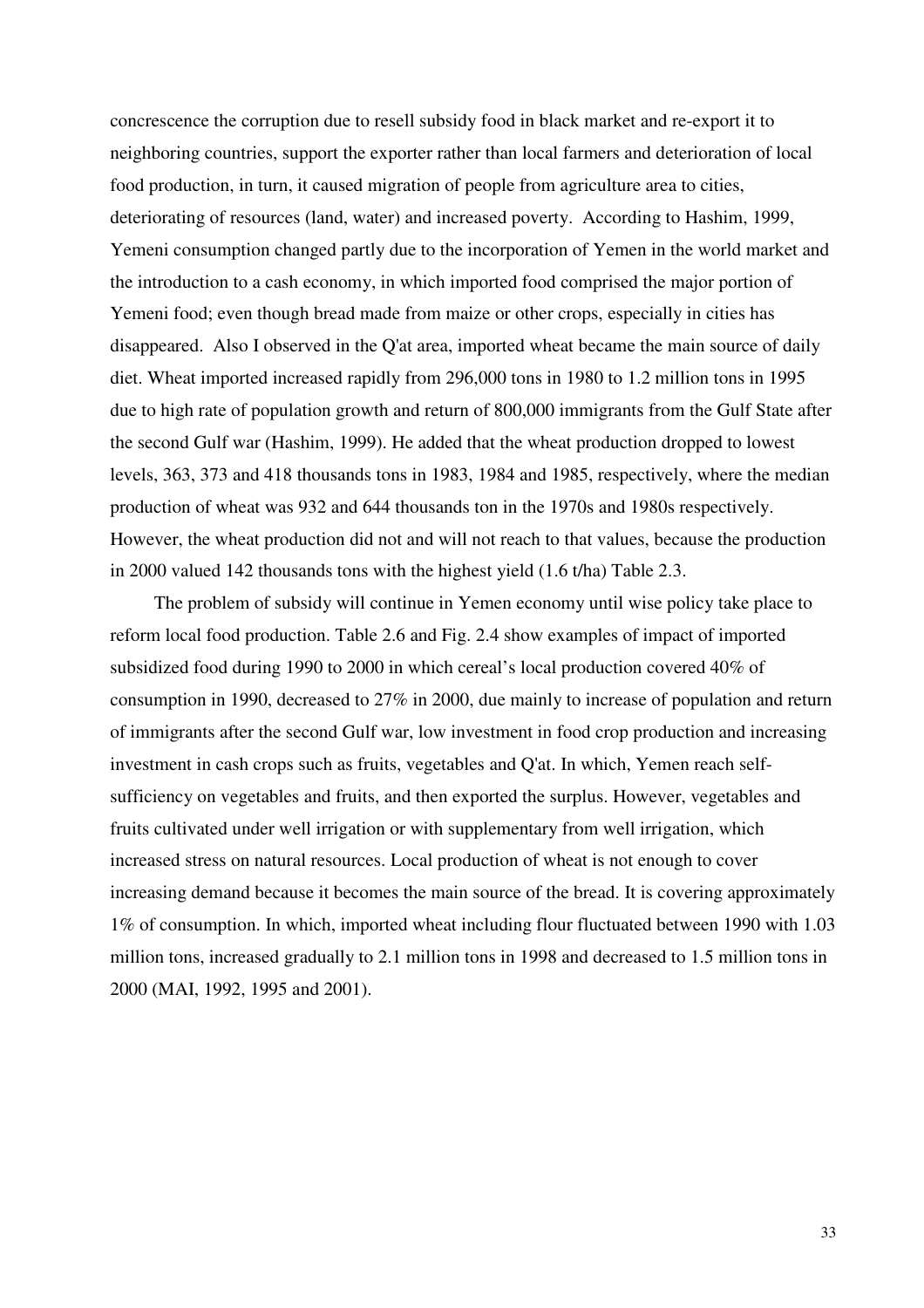concrescence the corruption due to resell subsidy food in black market and re-export it to neighboring countries, support the exporter rather than local farmers and deterioration of local food production, in turn, it caused migration of people from agriculture area to cities, deteriorating of resources (land, water) and increased poverty. According to Hashim, 1999, Yemeni consumption changed partly due to the incorporation of Yemen in the world market and the introduction to a cash economy, in which imported food comprised the major portion of Yemeni food; even though bread made from maize or other crops, especially in cities has disappeared. Also I observed in the Q'at area, imported wheat became the main source of daily diet. Wheat imported increased rapidly from 296,000 tons in 1980 to 1.2 million tons in 1995 due to high rate of population growth and return of 800,000 immigrants from the Gulf State after the second Gulf war (Hashim, 1999). He added that the wheat production dropped to lowest levels, 363, 373 and 418 thousands tons in 1983, 1984 and 1985, respectively, where the median production of wheat was 932 and 644 thousands ton in the 1970s and 1980s respectively. However, the wheat production did not and will not reach to that values, because the production in 2000 valued 142 thousands tons with the highest yield (1.6 t/ha) Table 2.3.

The problem of subsidy will continue in Yemen economy until wise policy take place to reform local food production. Table 2.6 and Fig. 2.4 show examples of impact of imported subsidized food during 1990 to 2000 in which cereal's local production covered 40% of consumption in 1990, decreased to 27% in 2000, due mainly to increase of population and return of immigrants after the second Gulf war, low investment in food crop production and increasing investment in cash crops such as fruits, vegetables and Q'at. In which, Yemen reach self-sufficiency on vegetables and fruits, and then exported the surplus. However, vegetables and fruits cultivated under well irrigation or with supplementary from well irrigation, which increased stress on natural resources. Local production of wheat is not enough to cover increasing demand because it becomes the main source of the bread. It is covering approximately 1% of consumption. In which, imported wheat including flour fluctuated between 1990 with 1.03 million tons, increased gradually to 2.1 million tons in 1998 and decreased to 1.5 million tons in 2000 (MAI, 1992, 1995 and 2001).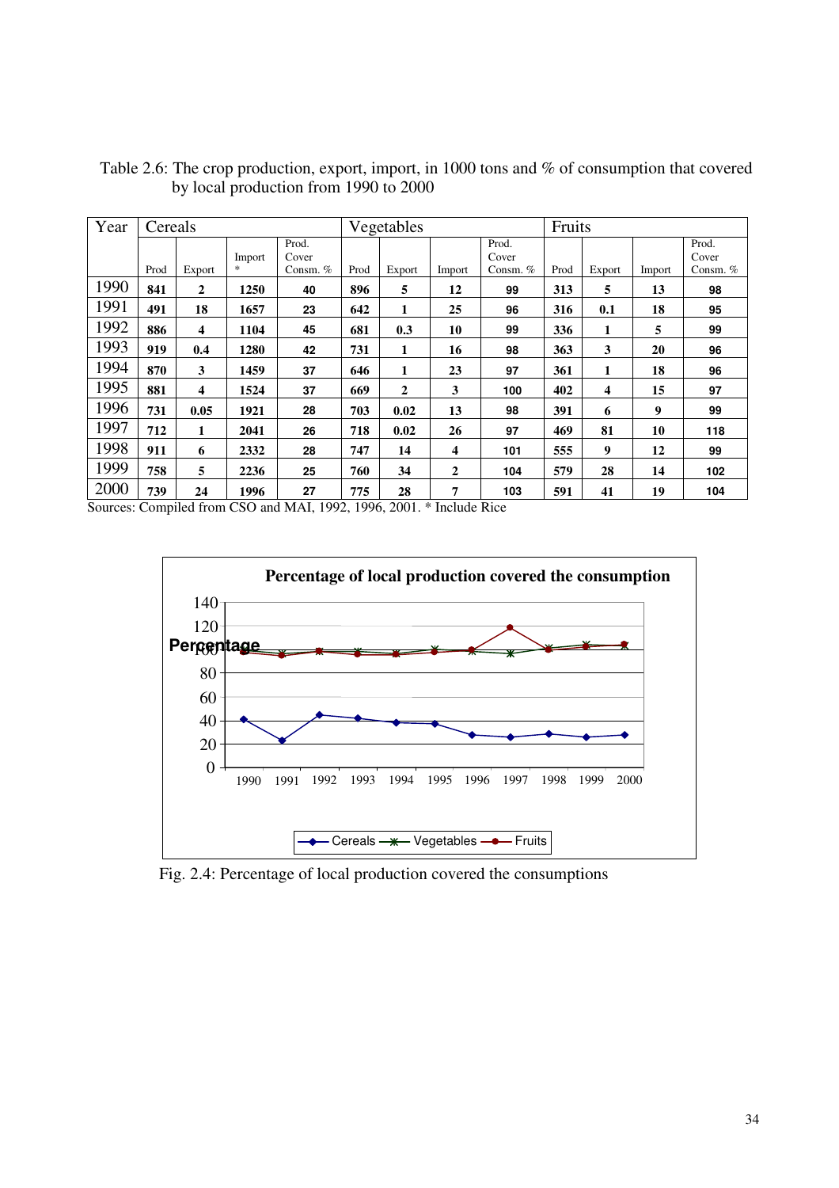Table 2.6: The crop production, export, import, in 1000 tons and % of consumption that covered by local production from 1990 to 2000

| Year | Cereals | | | | Vegetables | | | | Fruits | | | |
|---|---|---|---|---|---|---|---|---|---|---|---|---|
| | Prod | Export | Import * | Prod. Cover Consm. % | Prod | Export | Import | Prod. Cover Consm. % | Prod | Export | Import | Prod. Cover Consm. % |
| 1990 | 841 | 2 | 1250 | 40 | 896 | 5 | 12 | 99 | 313 | 5 | 13 | 98 |
| 1991 | 491 | 18 | 1657 | 23 | 642 | 1 | 25 | 96 | 316 | 0.1 | 18 | 95 |
| 1992 | 886 | 4 | 1104 | 45 | 681 | 0.3 | 10 | 99 | 336 | 1 | 5 | 99 |
| 1993 | 919 | 0.4 | 1280 | 42 | 731 | 1 | 16 | 98 | 363 | 3 | 20 | 96 |
| 1994 | 870 | 3 | 1459 | 37 | 646 | 1 | 23 | 97 | 361 | 1 | 18 | 96 |
| 1995 | 881 | 4 | 1524 | 37 | 669 | 2 | 3 | 100 | 402 | 4 | 15 | 97 |
| 1996 | 731 | 0.05 | 1921 | 28 | 703 | 0.02 | 13 | 98 | 391 | 6 | 9 | 99 |
| 1997 | 712 | 1 | 2041 | 26 | 718 | 0.02 | 26 | 97 | 469 | 81 | 10 | 118 |
| 1998 | 911 | 6 | 2332 | 28 | 747 | 14 | 4 | 101 | 555 | 9 | 12 | 99 |
| 1999 | 758 | 5 | 2236 | 25 | 760 | 34 | 2 | 104 | 579 | 28 | 14 | 102 |
| 2000 | 739 | 24 | 1996 | 27 | 775 | 28 | 7 | 103 | 591 | 41 | 19 | 104 |

Sources: Compiled from CSO and MAI, 1992, 1996, 2001. * Include Rice

Percentage of local production covered the consumption

Percentage

140
120
100
80
60
40
20
0

1990 1991 1992 1993 1994 1995 1996 1997 1998 1999 2000

Cereals Vegetables Fruits

Fig. 2.4: Percentage of local production covered the consumptions